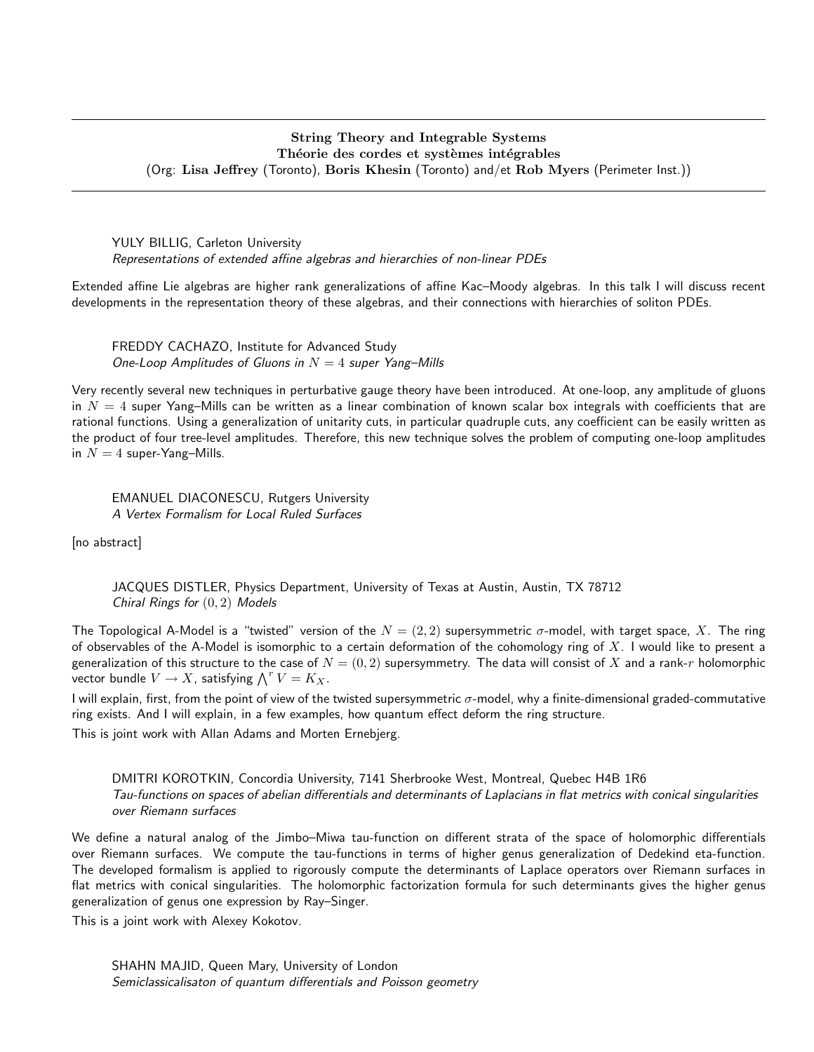## String Theory and Integrable Systems
## Théorie des cordes et systèmes intégrables

(Org: **Lisa Jeffrey** (Toronto), **Boris Khesin** (Toronto) and/et **Rob Myers** (Perimeter Inst.))

---

YULY BILLIG, Carleton University
*Representations of extended affine algebras and hierarchies of non-linear PDEs*

Extended affine Lie algebras are higher rank generalizations of affine Kac–Moody algebras. In this talk I will discuss recent developments in the representation theory of these algebras, and their connections with hierarchies of soliton PDEs.

FREDDY CACHAZO, Institute for Advanced Study
*One-Loop Amplitudes of Gluons in $N = 4$ super Yang–Mills*

Very recently several new techniques in perturbative gauge theory have been introduced. At one-loop, any amplitude of gluons in $N = 4$ super Yang–Mills can be written as a linear combination of known scalar box integrals with coefficients that are rational functions. Using a generalization of unitarity cuts, in particular quadruple cuts, any coefficient can be easily written as the product of four tree-level amplitudes. Therefore, this new technique solves the problem of computing one-loop amplitudes in $N = 4$ super-Yang–Mills.

EMANUEL DIACONESCU, Rutgers University
*A Vertex Formalism for Local Ruled Surfaces*

[no abstract]

JACQUES DISTLER, Physics Department, University of Texas at Austin, Austin, TX 78712
*Chiral Rings for $(0,2)$ Models*

The Topological A-Model is a "twisted" version of the $N = (2,2)$ supersymmetric $\sigma$-model, with target space, $X$. The ring of observables of the A-Model is isomorphic to a certain deformation of the cohomology ring of $X$. I would like to present a generalization of this structure to the case of $N = (0,2)$ supersymmetry. The data will consist of $X$ and a rank-$r$ holomorphic vector bundle $V \to X$, satisfying $\bigwedge^r V = K_X$.

I will explain, first, from the point of view of the twisted supersymmetric $\sigma$-model, why a finite-dimensional graded-commutative ring exists. And I will explain, in a few examples, how quantum effect deform the ring structure.

This is joint work with Allan Adams and Morten Ernebjerg.

DMITRI KOROTKIN, Concordia University, 7141 Sherbrooke West, Montreal, Quebec H4B 1R6
*Tau-functions on spaces of abelian differentials and determinants of Laplacians in flat metrics with conical singularities over Riemann surfaces*

We define a natural analog of the Jimbo–Miwa tau-function on different strata of the space of holomorphic differentials over Riemann surfaces. We compute the tau-functions in terms of higher genus generalization of Dedekind eta-function. The developed formalism is applied to rigorously compute the determinants of Laplace operators over Riemann surfaces in flat metrics with conical singularities. The holomorphic factorization formula for such determinants gives the higher genus generalization of genus one expression by Ray–Singer.

This is a joint work with Alexey Kokotov.

SHAHN MAJID, Queen Mary, University of London
*Semiclassicalisaton of quantum differentials and Poisson geometry*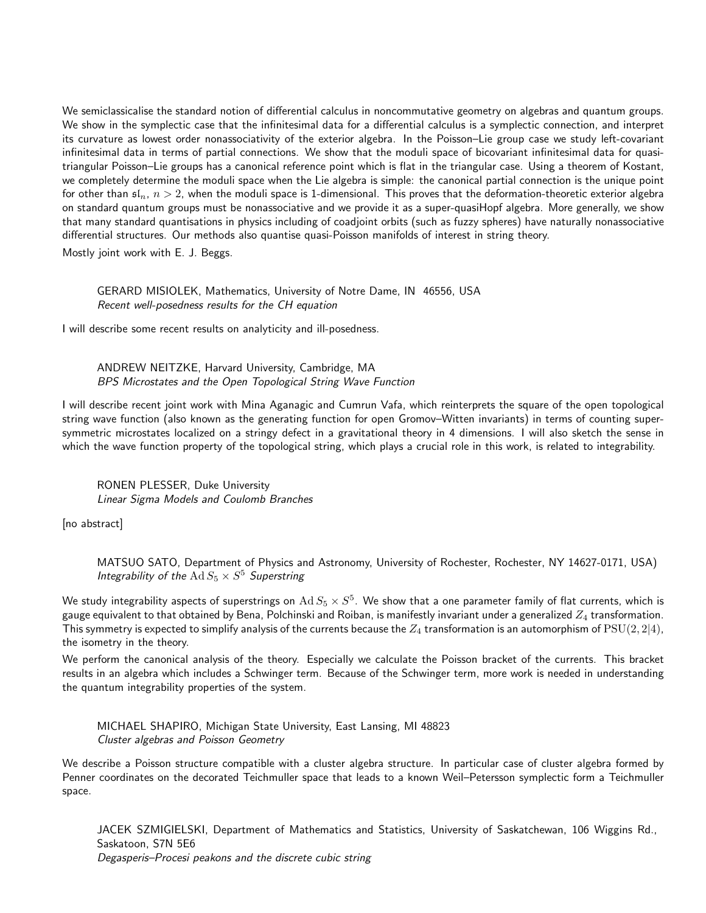We semiclassicalise the standard notion of differential calculus in noncommutative geometry on algebras and quantum groups. We show in the symplectic case that the infinitesimal data for a differential calculus is a symplectic connection, and interpret its curvature as lowest order nonassociativity of the exterior algebra. In the Poisson–Lie group case we study left-covariant infinitesimal data in terms of partial connections. We show that the moduli space of bicovariant infinitesimal data for quasi-triangular Poisson–Lie groups has a canonical reference point which is flat in the triangular case. Using a theorem of Kostant, we completely determine the moduli space when the Lie algebra is simple: the canonical partial connection is the unique point for other than $\mathfrak{sl}_n$, $n > 2$, when the moduli space is 1-dimensional. This proves that the deformation-theoretic exterior algebra on standard quantum groups must be nonassociative and we provide it as a super-quasiHopf algebra. More generally, we show that many standard quantisations in physics including of coadjoint orbits (such as fuzzy spheres) have naturally nonassociative differential structures. Our methods also quantise quasi-Poisson manifolds of interest in string theory.

Mostly joint work with E. J. Beggs.

GERARD MISIOLEK, Mathematics, University of Notre Dame, IN 46556, USA
*Recent well-posedness results for the CH equation*

I will describe some recent results on analyticity and ill-posedness.

ANDREW NEITZKE, Harvard University, Cambridge, MA
*BPS Microstates and the Open Topological String Wave Function*

I will describe recent joint work with Mina Aganagic and Cumrun Vafa, which reinterprets the square of the open topological string wave function (also known as the generating function for open Gromov–Witten invariants) in terms of counting supersymmetric microstates localized on a stringy defect in a gravitational theory in 4 dimensions. I will also sketch the sense in which the wave function property of the topological string, which plays a crucial role in this work, is related to integrability.

RONEN PLESSER, Duke University
*Linear Sigma Models and Coulomb Branches*

[no abstract]

MATSUO SATO, Department of Physics and Astronomy, University of Rochester, Rochester, NY 14627-0171, USA)
*Integrability of the $\mathrm{Ad}\,S_5 \times S^5$ Superstring*

We study integrability aspects of superstrings on $\mathrm{Ad}\,S_5 \times S^5$. We show that a one parameter family of flat currents, which is gauge equivalent to that obtained by Bena, Polchinski and Roiban, is manifestly invariant under a generalized $Z_4$ transformation. This symmetry is expected to simplify analysis of the currents because the $Z_4$ transformation is an automorphism of $\mathrm{PSU}(2,2|4)$, the isometry in the theory.

We perform the canonical analysis of the theory. Especially we calculate the Poisson bracket of the currents. This bracket results in an algebra which includes a Schwinger term. Because of the Schwinger term, more work is needed in understanding the quantum integrability properties of the system.

MICHAEL SHAPIRO, Michigan State University, East Lansing, MI 48823
*Cluster algebras and Poisson Geometry*

We describe a Poisson structure compatible with a cluster algebra structure. In particular case of cluster algebra formed by Penner coordinates on the decorated Teichmuller space that leads to a known Weil–Petersson symplectic form a Teichmuller space.

JACEK SZMIGIELSKI, Department of Mathematics and Statistics, University of Saskatchewan, 106 Wiggins Rd., Saskatoon, S7N 5E6
*Degasperis–Procesi peakons and the discrete cubic string*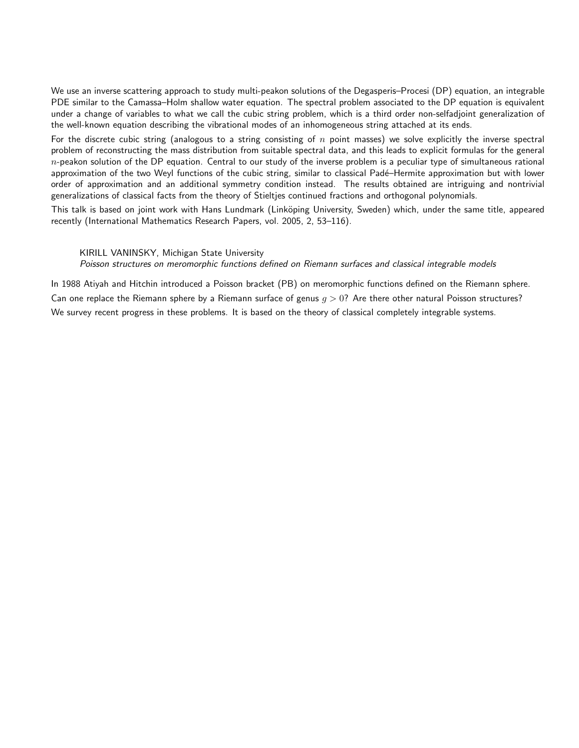We use an inverse scattering approach to study multi-peakon solutions of the Degasperis–Procesi (DP) equation, an integrable PDE similar to the Camassa–Holm shallow water equation. The spectral problem associated to the DP equation is equivalent under a change of variables to what we call the cubic string problem, which is a third order non-selfadjoint generalization of the well-known equation describing the vibrational modes of an inhomogeneous string attached at its ends.

For the discrete cubic string (analogous to a string consisting of $n$ point masses) we solve explicitly the inverse spectral problem of reconstructing the mass distribution from suitable spectral data, and this leads to explicit formulas for the general $n$-peakon solution of the DP equation. Central to our study of the inverse problem is a peculiar type of simultaneous rational approximation of the two Weyl functions of the cubic string, similar to classical Padé–Hermite approximation but with lower order of approximation and an additional symmetry condition instead. The results obtained are intriguing and nontrivial generalizations of classical facts from the theory of Stieltjes continued fractions and orthogonal polynomials.

This talk is based on joint work with Hans Lundmark (Linköping University, Sweden) which, under the same title, appeared recently (International Mathematics Research Papers, vol. 2005, 2, 53–116).

KIRILL VANINSKY, Michigan State University
*Poisson structures on meromorphic functions defined on Riemann surfaces and classical integrable models*

In 1988 Atiyah and Hitchin introduced a Poisson bracket (PB) on meromorphic functions defined on the Riemann sphere. Can one replace the Riemann sphere by a Riemann surface of genus $g > 0$? Are there other natural Poisson structures? We survey recent progress in these problems. It is based on the theory of classical completely integrable systems.